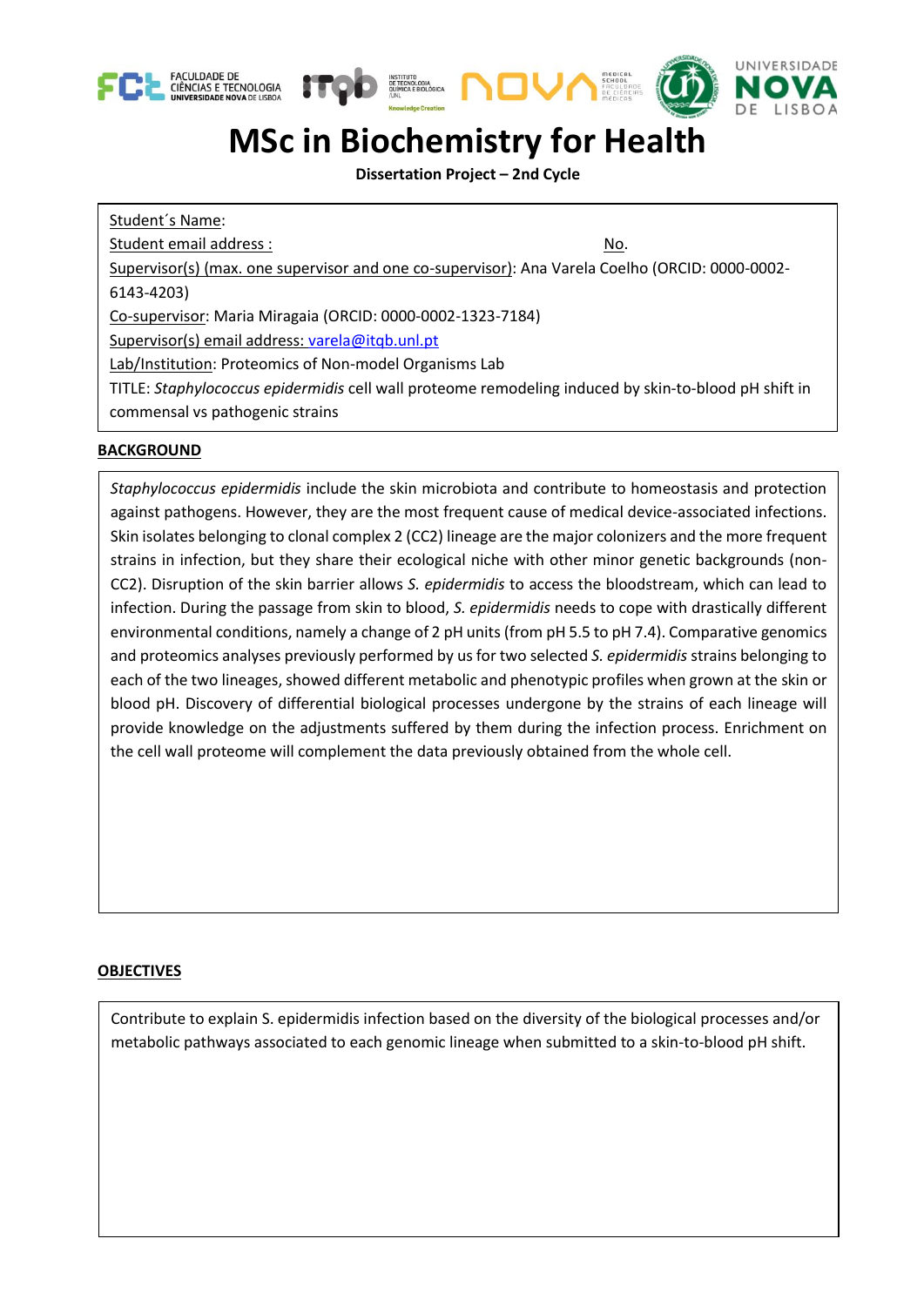# MSc in Biochemistry for Health

**Dissertation Project – 2nd Cycle**

Student´s Name:

Student email address : No.

Supervisor(s) (max. one supervisor and one co-supervisor): Ana Varela Coelho (ORCID: 0000-0002-6143-4203)

Co-supervisor: Maria Miragaia (ORCID: 0000-0002-1323-7184)

Supervisor(s) email address: varela@itqb.unl.pt

Lab/Institution: Proteomics of Non-model Organisms Lab

TITLE: *Staphylococcus epidermidis* cell wall proteome remodeling induced by skin-to-blood pH shift in commensal vs pathogenic strains

## BACKGROUND

*Staphylococcus epidermidis* include the skin microbiota and contribute to homeostasis and protection against pathogens. However, they are the most frequent cause of medical device-associated infections. Skin isolates belonging to clonal complex 2 (CC2) lineage are the major colonizers and the more frequent strains in infection, but they share their ecological niche with other minor genetic backgrounds (non-CC2). Disruption of the skin barrier allows *S. epidermidis* to access the bloodstream, which can lead to infection. During the passage from skin to blood, *S. epidermidis* needs to cope with drastically different environmental conditions, namely a change of 2 pH units (from pH 5.5 to pH 7.4). Comparative genomics and proteomics analyses previously performed by us for two selected *S. epidermidis* strains belonging to each of the two lineages, showed different metabolic and phenotypic profiles when grown at the skin or blood pH. Discovery of differential biological processes undergone by the strains of each lineage will provide knowledge on the adjustments suffered by them during the infection process. Enrichment on the cell wall proteome will complement the data previously obtained from the whole cell.

## OBJECTIVES

Contribute to explain S. epidermidis infection based on the diversity of the biological processes and/or metabolic pathways associated to each genomic lineage when submitted to a skin-to-blood pH shift.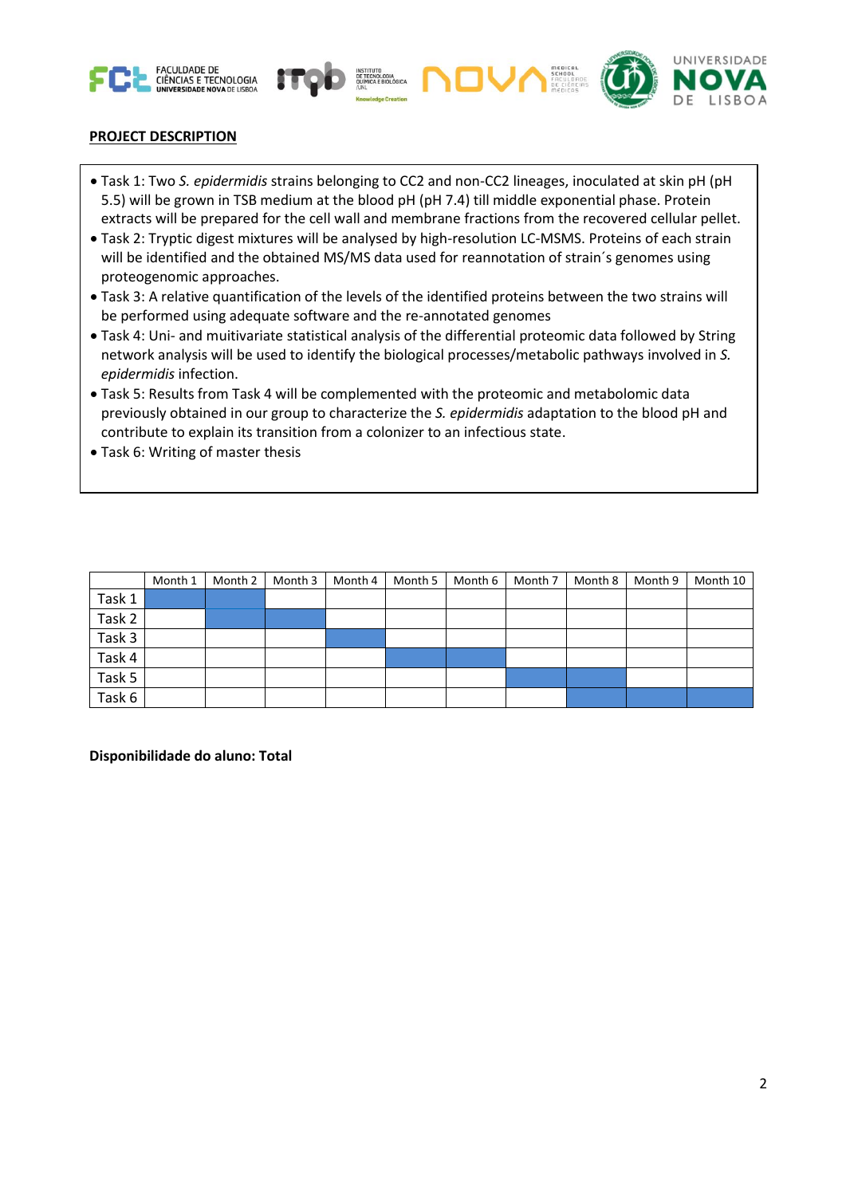**PROJECT DESCRIPTION**

- Task 1: Two *S. epidermidis* strains belonging to CC2 and non-CC2 lineages, inoculated at skin pH (pH 5.5) will be grown in TSB medium at the blood pH (pH 7.4) till middle exponential phase. Protein extracts will be prepared for the cell wall and membrane fractions from the recovered cellular pellet.
- Task 2: Tryptic digest mixtures will be analysed by high-resolution LC-MSMS. Proteins of each strain will be identified and the obtained MS/MS data used for reannotation of strain´s genomes using proteogenomic approaches.
- Task 3: A relative quantification of the levels of the identified proteins between the two strains will be performed using adequate software and the re-annotated genomes
- Task 4: Uni- and muitivariate statistical analysis of the differential proteomic data followed by String network analysis will be used to identify the biological processes/metabolic pathways involved in *S. epidermidis* infection.
- Task 5: Results from Task 4 will be complemented with the proteomic and metabolomic data previously obtained in our group to characterize the *S. epidermidis* adaptation to the blood pH and contribute to explain its transition from a colonizer to an infectious state.
- Task 6: Writing of master thesis

| | Month 1 | Month 2 | Month 3 | Month 4 | Month 5 | Month 6 | Month 7 | Month 8 | Month 9 | Month 10 |
|---|---|---|---|---|---|---|---|---|---|---|
| Task 1 | ■ | ■ | | | | | | | | |
| Task 2 | | ■ | ■ | | | | | | | |
| Task 3 | | | | ■ | | | | | | |
| Task 4 | | | | | ■ | ■ | | | | |
| Task 5 | | | | | | | ■ | ■ | | |
| Task 6 | | | | | | | | ■ | ■ | ■ |

**Disponibilidade do aluno: Total**